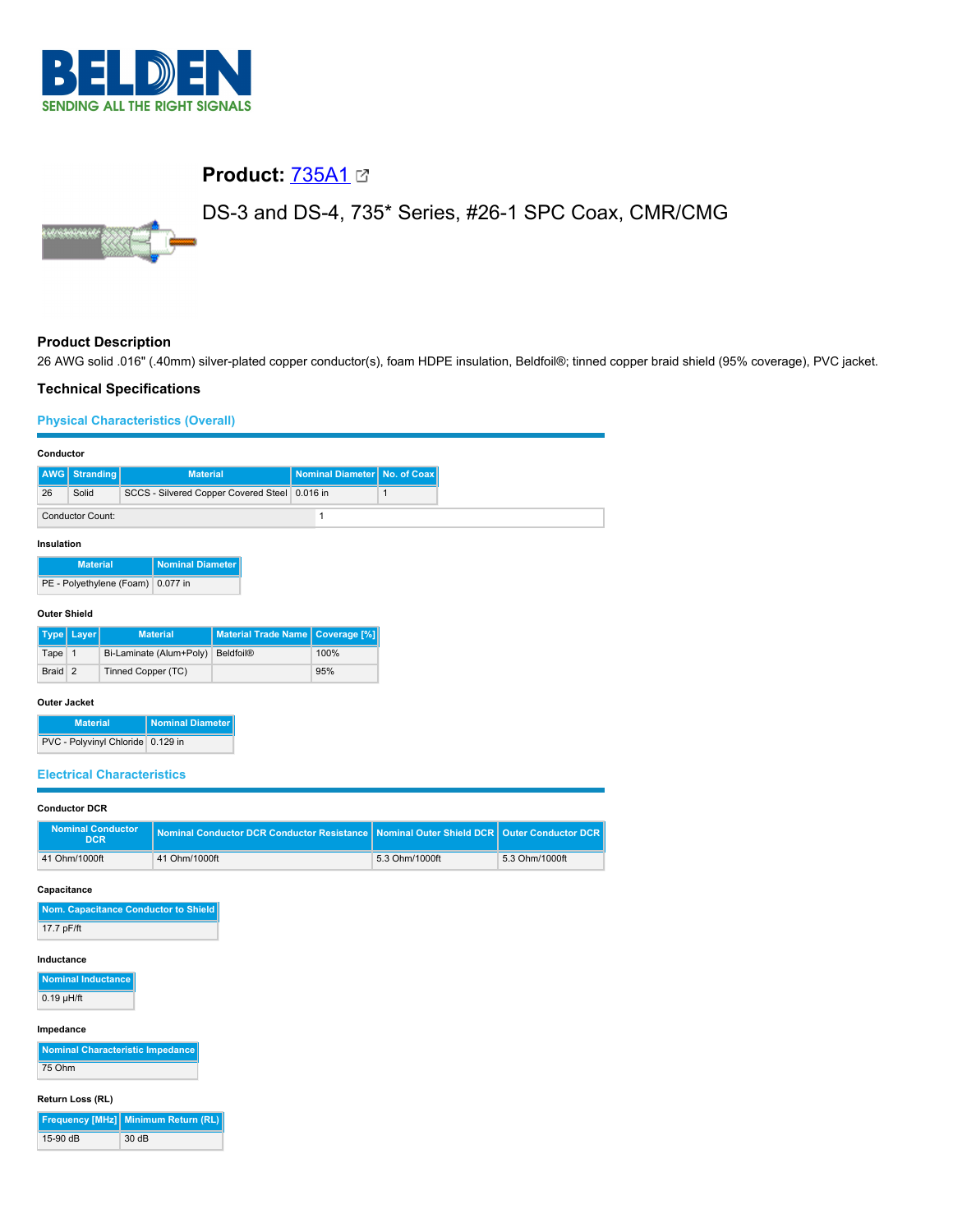# Product: 735A1

DS-3 and DS-4, 735* Series, #26-1 SPC Coax, CMR/CMG

## Product Description

26 AWG solid .016" (.40mm) silver-plated copper conductor(s), foam HDPE insulation, Beldfoil®; tinned copper braid shield (95% coverage), PVC jacket.

## Technical Specifications

### Physical Characteristics (Overall)

#### Conductor

| AWG | Stranding | Material | Nominal Diameter | No. of Coax |
|---|---|---|---|---|
| 26 | Solid | SCCS - Silvered Copper Covered Steel | 0.016 in | 1 |

| Conductor Count: | 1 |
|---|---|

#### Insulation

| Material | Nominal Diameter |
|---|---|
| PE - Polyethylene (Foam) | 0.077 in |

#### Outer Shield

| Type | Layer | Material | Material Trade Name | Coverage [%] |
|---|---|---|---|---|
| Tape | 1 | Bi-Laminate (Alum+Poly) | Beldfoil® | 100% |
| Braid | 2 | Tinned Copper (TC) | | 95% |

#### Outer Jacket

| Material | Nominal Diameter |
|---|---|
| PVC - Polyvinyl Chloride | 0.129 in |

### Electrical Characteristics

#### Conductor DCR

| Nominal Conductor DCR | Nominal Conductor DCR Conductor Resistance | Nominal Outer Shield DCR | Outer Conductor DCR |
|---|---|---|---|
| 41 Ohm/1000ft | 41 Ohm/1000ft | 5.3 Ohm/1000ft | 5.3 Ohm/1000ft |

#### Capacitance

| Nom. Capacitance Conductor to Shield |
|---|
| 17.7 pF/ft |

#### Inductance

| Nominal Inductance |
|---|
| 0.19 µH/ft |

#### Impedance

| Nominal Characteristic Impedance |
|---|
| 75 Ohm |

#### Return Loss (RL)

| Frequency [MHz] | Minimum Return (RL) |
|---|---|
| 15-90 dB | 30 dB |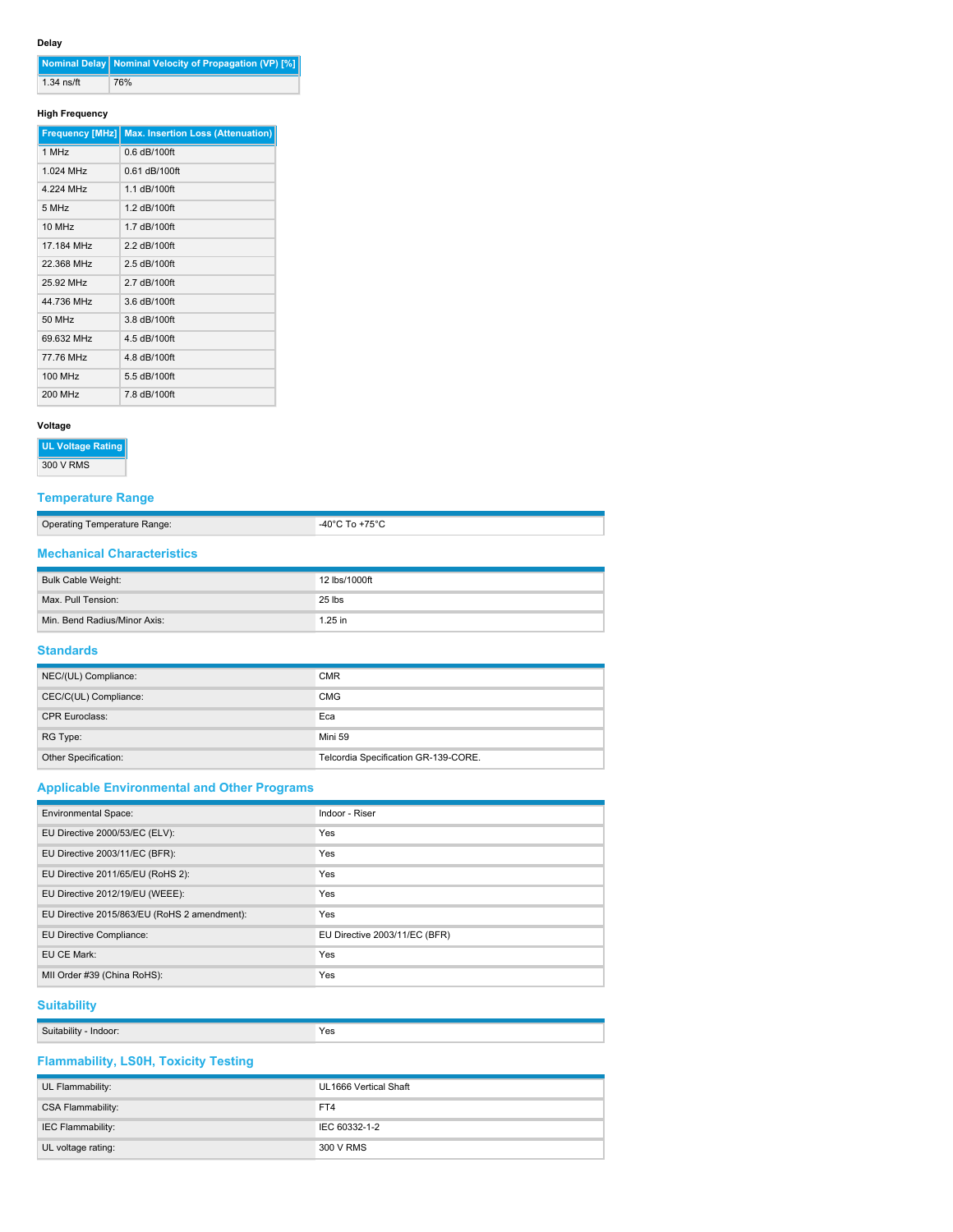#### Delay

| Nominal Delay | Nominal Velocity of Propagation (VP) [%] |
|---|---|
| 1.34 ns/ft | 76% |

#### High Frequency

| Frequency [MHz] | Max. Insertion Loss (Attenuation) |
|---|---|
| 1 MHz | 0.6 dB/100ft |
| 1.024 MHz | 0.61 dB/100ft |
| 4.224 MHz | 1.1 dB/100ft |
| 5 MHz | 1.2 dB/100ft |
| 10 MHz | 1.7 dB/100ft |
| 17.184 MHz | 2.2 dB/100ft |
| 22.368 MHz | 2.5 dB/100ft |
| 25.92 MHz | 2.7 dB/100ft |
| 44.736 MHz | 3.6 dB/100ft |
| 50 MHz | 3.8 dB/100ft |
| 69.632 MHz | 4.5 dB/100ft |
| 77.76 MHz | 4.8 dB/100ft |
| 100 MHz | 5.5 dB/100ft |
| 200 MHz | 7.8 dB/100ft |

#### Voltage

| UL Voltage Rating |
|---|
| 300 V RMS |

## Temperature Range

| | |
|---|---|
| Operating Temperature Range: | -40°C To +75°C |

## Mechanical Characteristics

| | |
|---|---|
| Bulk Cable Weight: | 12 lbs/1000ft |
| Max. Pull Tension: | 25 lbs |
| Min. Bend Radius/Minor Axis: | 1.25 in |

## Standards

| | |
|---|---|
| NEC/(UL) Compliance: | CMR |
| CEC/C(UL) Compliance: | CMG |
| CPR Euroclass: | Eca |
| RG Type: | Mini 59 |
| Other Specification: | Telcordia Specification GR-139-CORE. |

## Applicable Environmental and Other Programs

| | |
|---|---|
| Environmental Space: | Indoor - Riser |
| EU Directive 2000/53/EC (ELV): | Yes |
| EU Directive 2003/11/EC (BFR): | Yes |
| EU Directive 2011/65/EU (RoHS 2): | Yes |
| EU Directive 2012/19/EU (WEEE): | Yes |
| EU Directive 2015/863/EU (RoHS 2 amendment): | Yes |
| EU Directive Compliance: | EU Directive 2003/11/EC (BFR) |
| EU CE Mark: | Yes |
| MII Order #39 (China RoHS): | Yes |

## Suitability

| | |
|---|---|
| Suitability - Indoor: | Yes |

## Flammability, LS0H, Toxicity Testing

| | |
|---|---|
| UL Flammability: | UL1666 Vertical Shaft |
| CSA Flammability: | FT4 |
| IEC Flammability: | IEC 60332-1-2 |
| UL voltage rating: | 300 V RMS |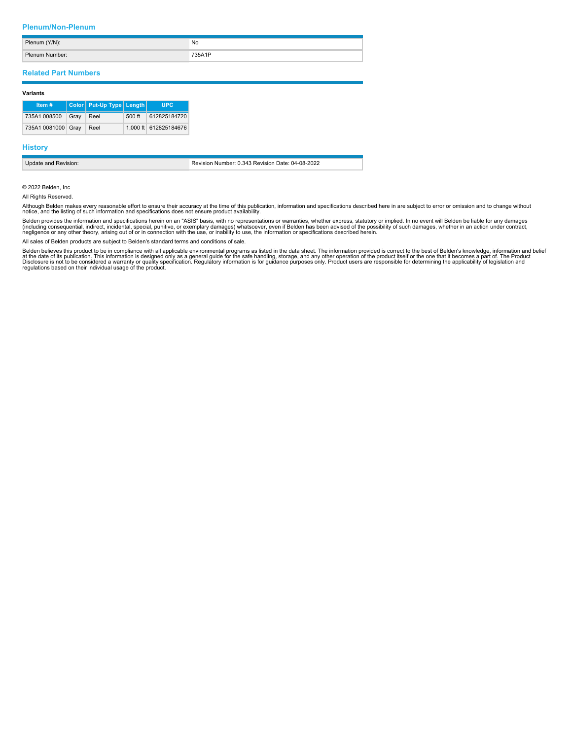## Plenum/Non-Plenum

| | |
|---|---|
| Plenum (Y/N): | No |
| Plenum Number: | 735A1P |

## Related Part Numbers

**Variants**

| Item # | Color | Put-Up Type | Length | UPC |
|---|---|---|---|---|
| 735A1 008500 | Gray | Reel | 500 ft | 612825184720 |
| 735A1 0081000 | Gray | Reel | 1,000 ft | 612825184676 |

## History

| | |
|---|---|
| Update and Revision: | Revision Number: 0.343 Revision Date: 04-08-2022 |

© 2022 Belden, Inc

All Rights Reserved.

Although Belden makes every reasonable effort to ensure their accuracy at the time of this publication, information and specifications described here in are subject to error or omission and to change without notice, and the listing of such information and specifications does not ensure product availability.

Belden provides the information and specifications herein on an "ASIS" basis, with no representations or warranties, whether express, statutory or implied. In no event will Belden be liable for any damages (including consequential, indirect, incidental, special, punitive, or exemplary damages) whatsoever, even if Belden has been advised of the possibility of such damages, whether in an action under contract, negligence or any other theory, arising out of or in connection with the use, or inability to use, the information or specifications described herein.

All sales of Belden products are subject to Belden's standard terms and conditions of sale.

Belden believes this product to be in compliance with all applicable environmental programs as listed in the data sheet. The information provided is correct to the best of Belden's knowledge, information and belief at the date of its publication. This information is designed only as a general guide for the safe handling, storage, and any other operation of the product itself or the one that it becomes a part of. The Product Disclosure is not to be considered a warranty or quality specification. Regulatory information is for guidance purposes only. Product users are responsible for determining the applicability of legislation and regulations based on their individual usage of the product.